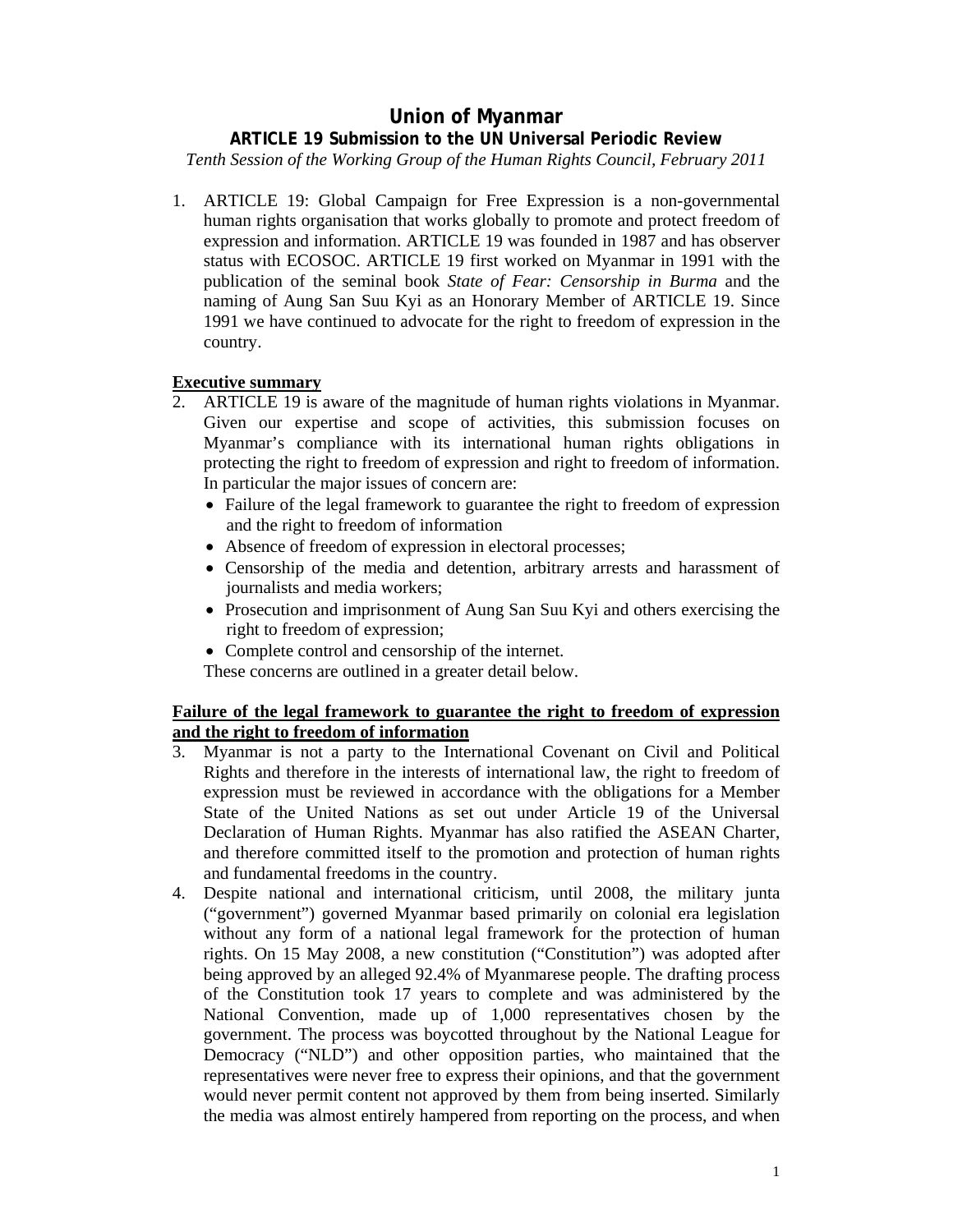# Union of Myanmar

## ARTICLE 19 Submission to the UN Universal Periodic Review

*Tenth Session of the Working Group of the Human Rights Council, February 2011*

1. ARTICLE 19: Global Campaign for Free Expression is a non-governmental human rights organisation that works globally to promote and protect freedom of expression and information. ARTICLE 19 was founded in 1987 and has observer status with ECOSOC. ARTICLE 19 first worked on Myanmar in 1991 with the publication of the seminal book *State of Fear: Censorship in Burma* and the naming of Aung San Suu Kyi as an Honorary Member of ARTICLE 19. Since 1991 we have continued to advocate for the right to freedom of expression in the country.

### Executive summary

2. ARTICLE 19 is aware of the magnitude of human rights violations in Myanmar. Given our expertise and scope of activities, this submission focuses on Myanmar's compliance with its international human rights obligations in protecting the right to freedom of expression and right to freedom of information. In particular the major issues of concern are:
   - Failure of the legal framework to guarantee the right to freedom of expression and the right to freedom of information
   - Absence of freedom of expression in electoral processes;
   - Censorship of the media and detention, arbitrary arrests and harassment of journalists and media workers;
   - Prosecution and imprisonment of Aung San Suu Kyi and others exercising the right to freedom of expression;
   - Complete control and censorship of the internet.

   These concerns are outlined in a greater detail below.

### Failure of the legal framework to guarantee the right to freedom of expression and the right to freedom of information

3. Myanmar is not a party to the International Covenant on Civil and Political Rights and therefore in the interests of international law, the right to freedom of expression must be reviewed in accordance with the obligations for a Member State of the United Nations as set out under Article 19 of the Universal Declaration of Human Rights. Myanmar has also ratified the ASEAN Charter, and therefore committed itself to the promotion and protection of human rights and fundamental freedoms in the country.
4. Despite national and international criticism, until 2008, the military junta ("government") governed Myanmar based primarily on colonial era legislation without any form of a national legal framework for the protection of human rights. On 15 May 2008, a new constitution ("Constitution") was adopted after being approved by an alleged 92.4% of Myanmarese people. The drafting process of the Constitution took 17 years to complete and was administered by the National Convention, made up of 1,000 representatives chosen by the government. The process was boycotted throughout by the National League for Democracy ("NLD") and other opposition parties, who maintained that the representatives were never free to express their opinions, and that the government would never permit content not approved by them from being inserted. Similarly the media was almost entirely hampered from reporting on the process, and when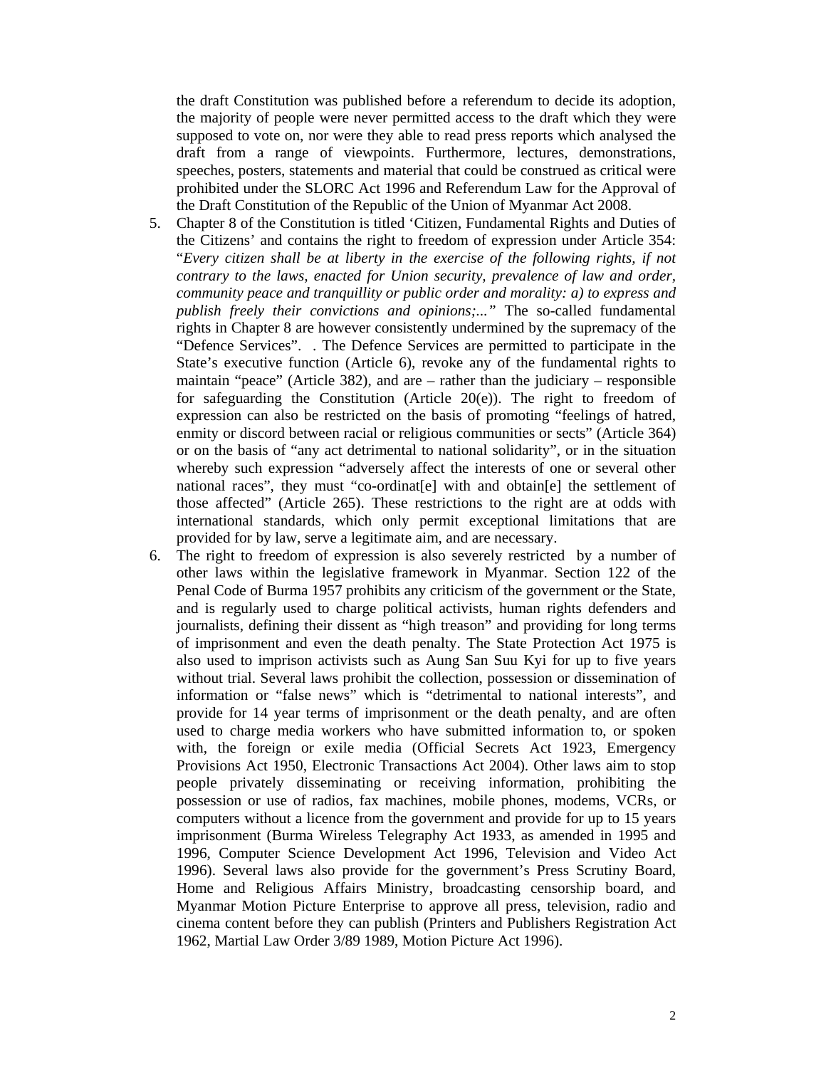the draft Constitution was published before a referendum to decide its adoption, the majority of people were never permitted access to the draft which they were supposed to vote on, nor were they able to read press reports which analysed the draft from a range of viewpoints. Furthermore, lectures, demonstrations, speeches, posters, statements and material that could be construed as critical were prohibited under the SLORC Act 1996 and Referendum Law for the Approval of the Draft Constitution of the Republic of the Union of Myanmar Act 2008.

5. Chapter 8 of the Constitution is titled 'Citizen, Fundamental Rights and Duties of the Citizens' and contains the right to freedom of expression under Article 354: "*Every citizen shall be at liberty in the exercise of the following rights, if not contrary to the laws, enacted for Union security, prevalence of law and order, community peace and tranquillity or public order and morality: a) to express and publish freely their convictions and opinions;...*" The so-called fundamental rights in Chapter 8 are however consistently undermined by the supremacy of the "Defence Services". . The Defence Services are permitted to participate in the State's executive function (Article 6), revoke any of the fundamental rights to maintain "peace" (Article 382), and are – rather than the judiciary – responsible for safeguarding the Constitution (Article 20(e)). The right to freedom of expression can also be restricted on the basis of promoting "feelings of hatred, enmity or discord between racial or religious communities or sects" (Article 364) or on the basis of "any act detrimental to national solidarity", or in the situation whereby such expression "adversely affect the interests of one or several other national races", they must "co-ordinat[e] with and obtain[e] the settlement of those affected" (Article 265). These restrictions to the right are at odds with international standards, which only permit exceptional limitations that are provided for by law, serve a legitimate aim, and are necessary.

6. The right to freedom of expression is also severely restricted by a number of other laws within the legislative framework in Myanmar. Section 122 of the Penal Code of Burma 1957 prohibits any criticism of the government or the State, and is regularly used to charge political activists, human rights defenders and journalists, defining their dissent as "high treason" and providing for long terms of imprisonment and even the death penalty. The State Protection Act 1975 is also used to imprison activists such as Aung San Suu Kyi for up to five years without trial. Several laws prohibit the collection, possession or dissemination of information or "false news" which is "detrimental to national interests", and provide for 14 year terms of imprisonment or the death penalty, and are often used to charge media workers who have submitted information to, or spoken with, the foreign or exile media (Official Secrets Act 1923, Emergency Provisions Act 1950, Electronic Transactions Act 2004). Other laws aim to stop people privately disseminating or receiving information, prohibiting the possession or use of radios, fax machines, mobile phones, modems, VCRs, or computers without a licence from the government and provide for up to 15 years imprisonment (Burma Wireless Telegraphy Act 1933, as amended in 1995 and 1996, Computer Science Development Act 1996, Television and Video Act 1996). Several laws also provide for the government's Press Scrutiny Board, Home and Religious Affairs Ministry, broadcasting censorship board, and Myanmar Motion Picture Enterprise to approve all press, television, radio and cinema content before they can publish (Printers and Publishers Registration Act 1962, Martial Law Order 3/89 1989, Motion Picture Act 1996).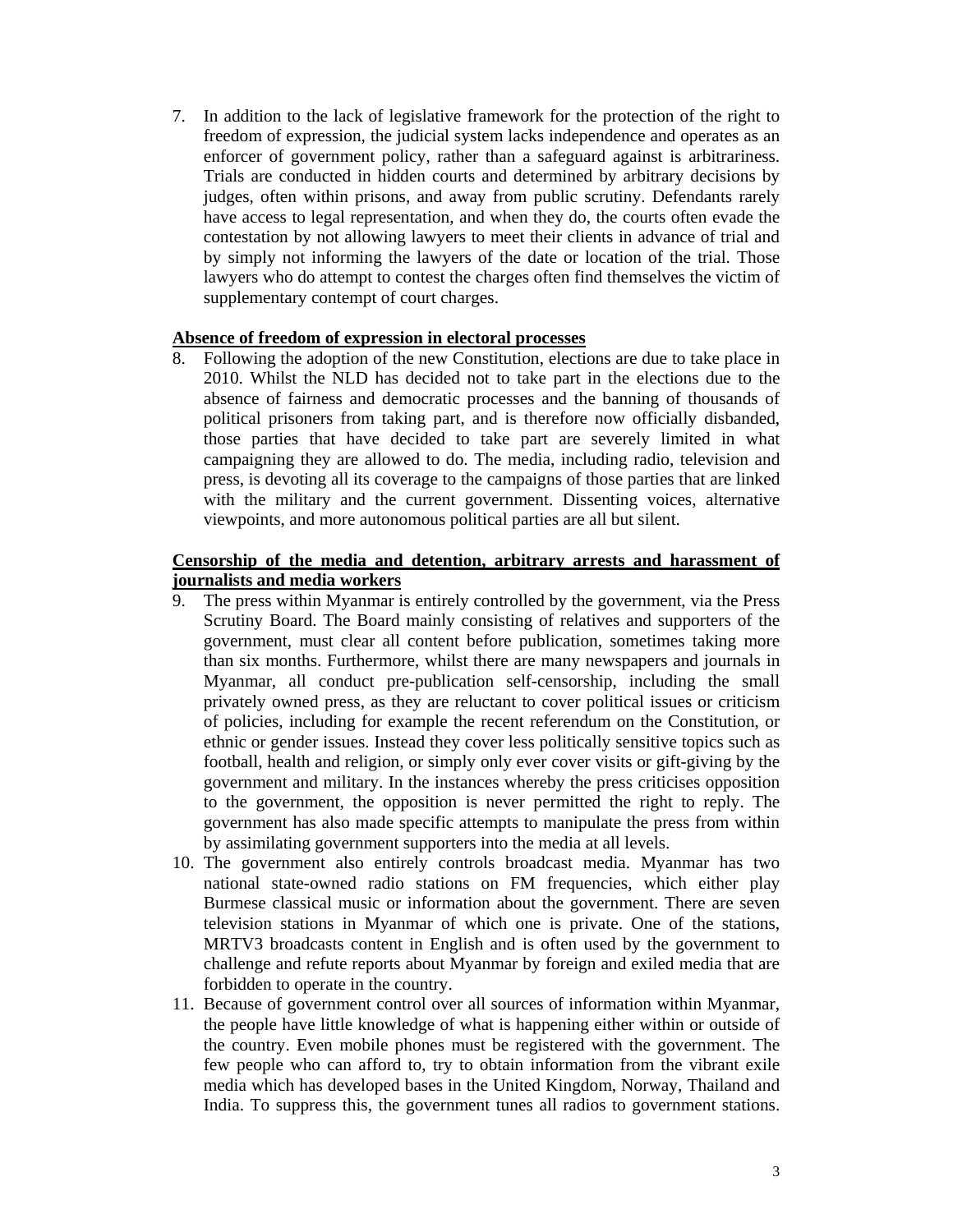7. In addition to the lack of legislative framework for the protection of the right to freedom of expression, the judicial system lacks independence and operates as an enforcer of government policy, rather than a safeguard against is arbitrariness. Trials are conducted in hidden courts and determined by arbitrary decisions by judges, often within prisons, and away from public scrutiny. Defendants rarely have access to legal representation, and when they do, the courts often evade the contestation by not allowing lawyers to meet their clients in advance of trial and by simply not informing the lawyers of the date or location of the trial. Those lawyers who do attempt to contest the charges often find themselves the victim of supplementary contempt of court charges.

**Absence of freedom of expression in electoral processes**

8. Following the adoption of the new Constitution, elections are due to take place in 2010. Whilst the NLD has decided not to take part in the elections due to the absence of fairness and democratic processes and the banning of thousands of political prisoners from taking part, and is therefore now officially disbanded, those parties that have decided to take part are severely limited in what campaigning they are allowed to do. The media, including radio, television and press, is devoting all its coverage to the campaigns of those parties that are linked with the military and the current government. Dissenting voices, alternative viewpoints, and more autonomous political parties are all but silent.

**Censorship of the media and detention, arbitrary arrests and harassment of journalists and media workers**

9. The press within Myanmar is entirely controlled by the government, via the Press Scrutiny Board. The Board mainly consisting of relatives and supporters of the government, must clear all content before publication, sometimes taking more than six months. Furthermore, whilst there are many newspapers and journals in Myanmar, all conduct pre-publication self-censorship, including the small privately owned press, as they are reluctant to cover political issues or criticism of policies, including for example the recent referendum on the Constitution, or ethnic or gender issues. Instead they cover less politically sensitive topics such as football, health and religion, or simply only ever cover visits or gift-giving by the government and military. In the instances whereby the press criticises opposition to the government, the opposition is never permitted the right to reply. The government has also made specific attempts to manipulate the press from within by assimilating government supporters into the media at all levels.
10. The government also entirely controls broadcast media. Myanmar has two national state-owned radio stations on FM frequencies, which either play Burmese classical music or information about the government. There are seven television stations in Myanmar of which one is private. One of the stations, MRTV3 broadcasts content in English and is often used by the government to challenge and refute reports about Myanmar by foreign and exiled media that are forbidden to operate in the country.
11. Because of government control over all sources of information within Myanmar, the people have little knowledge of what is happening either within or outside of the country. Even mobile phones must be registered with the government. The few people who can afford to, try to obtain information from the vibrant exile media which has developed bases in the United Kingdom, Norway, Thailand and India. To suppress this, the government tunes all radios to government stations.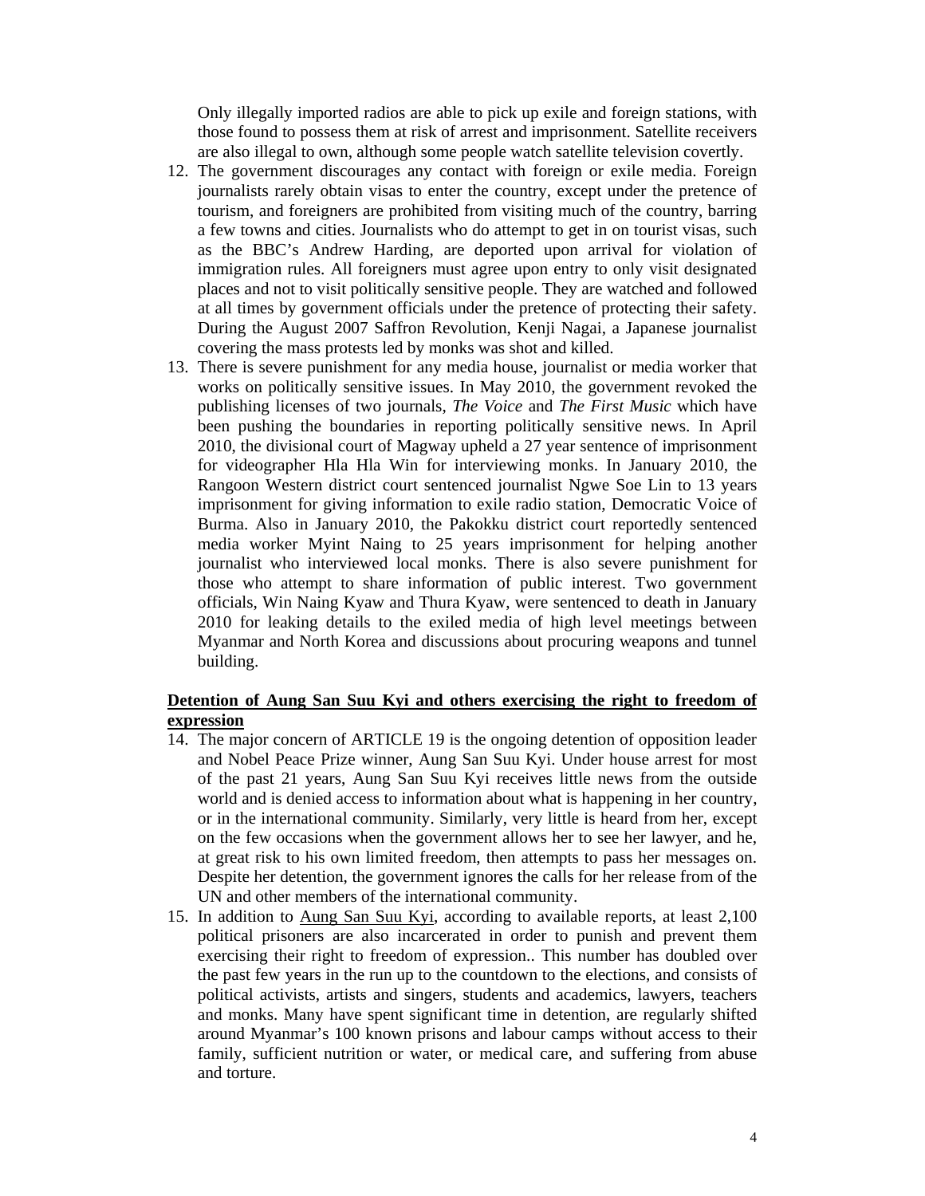Only illegally imported radios are able to pick up exile and foreign stations, with those found to possess them at risk of arrest and imprisonment. Satellite receivers are also illegal to own, although some people watch satellite television covertly.

12. The government discourages any contact with foreign or exile media. Foreign journalists rarely obtain visas to enter the country, except under the pretence of tourism, and foreigners are prohibited from visiting much of the country, barring a few towns and cities. Journalists who do attempt to get in on tourist visas, such as the BBC's Andrew Harding, are deported upon arrival for violation of immigration rules. All foreigners must agree upon entry to only visit designated places and not to visit politically sensitive people. They are watched and followed at all times by government officials under the pretence of protecting their safety. During the August 2007 Saffron Revolution, Kenji Nagai, a Japanese journalist covering the mass protests led by monks was shot and killed.
13. There is severe punishment for any media house, journalist or media worker that works on politically sensitive issues. In May 2010, the government revoked the publishing licenses of two journals, *The Voice* and *The First Music* which have been pushing the boundaries in reporting politically sensitive news. In April 2010, the divisional court of Magway upheld a 27 year sentence of imprisonment for videographer Hla Hla Win for interviewing monks. In January 2010, the Rangoon Western district court sentenced journalist Ngwe Soe Lin to 13 years imprisonment for giving information to exile radio station, Democratic Voice of Burma. Also in January 2010, the Pakokku district court reportedly sentenced media worker Myint Naing to 25 years imprisonment for helping another journalist who interviewed local monks. There is also severe punishment for those who attempt to share information of public interest. Two government officials, Win Naing Kyaw and Thura Kyaw, were sentenced to death in January 2010 for leaking details to the exiled media of high level meetings between Myanmar and North Korea and discussions about procuring weapons and tunnel building.

**Detention of Aung San Suu Kyi and others exercising the right to freedom of expression**

14. The major concern of ARTICLE 19 is the ongoing detention of opposition leader and Nobel Peace Prize winner, Aung San Suu Kyi. Under house arrest for most of the past 21 years, Aung San Suu Kyi receives little news from the outside world and is denied access to information about what is happening in her country, or in the international community. Similarly, very little is heard from her, except on the few occasions when the government allows her to see her lawyer, and he, at great risk to his own limited freedom, then attempts to pass her messages on. Despite her detention, the government ignores the calls for her release from of the UN and other members of the international community.
15. In addition to Aung San Suu Kyi, according to available reports, at least 2,100 political prisoners are also incarcerated in order to punish and prevent them exercising their right to freedom of expression.. This number has doubled over the past few years in the run up to the countdown to the elections, and consists of political activists, artists and singers, students and academics, lawyers, teachers and monks. Many have spent significant time in detention, are regularly shifted around Myanmar's 100 known prisons and labour camps without access to their family, sufficient nutrition or water, or medical care, and suffering from abuse and torture.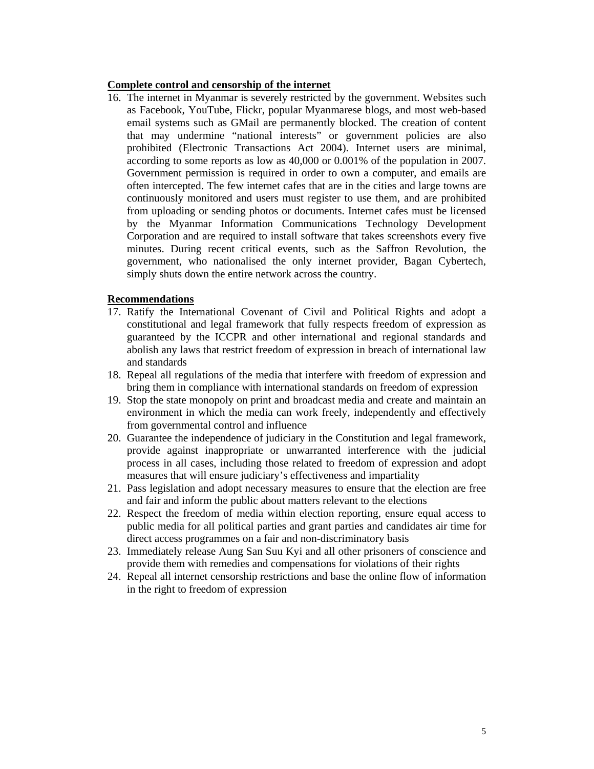**Complete control and censorship of the internet**

16. The internet in Myanmar is severely restricted by the government. Websites such as Facebook, YouTube, Flickr, popular Myanmarese blogs, and most web-based email systems such as GMail are permanently blocked. The creation of content that may undermine "national interests" or government policies are also prohibited (Electronic Transactions Act 2004). Internet users are minimal, according to some reports as low as 40,000 or 0.001% of the population in 2007. Government permission is required in order to own a computer, and emails are often intercepted. The few internet cafes that are in the cities and large towns are continuously monitored and users must register to use them, and are prohibited from uploading or sending photos or documents. Internet cafes must be licensed by the Myanmar Information Communications Technology Development Corporation and are required to install software that takes screenshots every five minutes. During recent critical events, such as the Saffron Revolution, the government, who nationalised the only internet provider, Bagan Cybertech, simply shuts down the entire network across the country.

**Recommendations**

17. Ratify the International Covenant of Civil and Political Rights and adopt a constitutional and legal framework that fully respects freedom of expression as guaranteed by the ICCPR and other international and regional standards and abolish any laws that restrict freedom of expression in breach of international law and standards
18. Repeal all regulations of the media that interfere with freedom of expression and bring them in compliance with international standards on freedom of expression
19. Stop the state monopoly on print and broadcast media and create and maintain an environment in which the media can work freely, independently and effectively from governmental control and influence
20. Guarantee the independence of judiciary in the Constitution and legal framework, provide against inappropriate or unwarranted interference with the judicial process in all cases, including those related to freedom of expression and adopt measures that will ensure judiciary's effectiveness and impartiality
21. Pass legislation and adopt necessary measures to ensure that the election are free and fair and inform the public about matters relevant to the elections
22. Respect the freedom of media within election reporting, ensure equal access to public media for all political parties and grant parties and candidates air time for direct access programmes on a fair and non-discriminatory basis
23. Immediately release Aung San Suu Kyi and all other prisoners of conscience and provide them with remedies and compensations for violations of their rights
24. Repeal all internet censorship restrictions and base the online flow of information in the right to freedom of expression